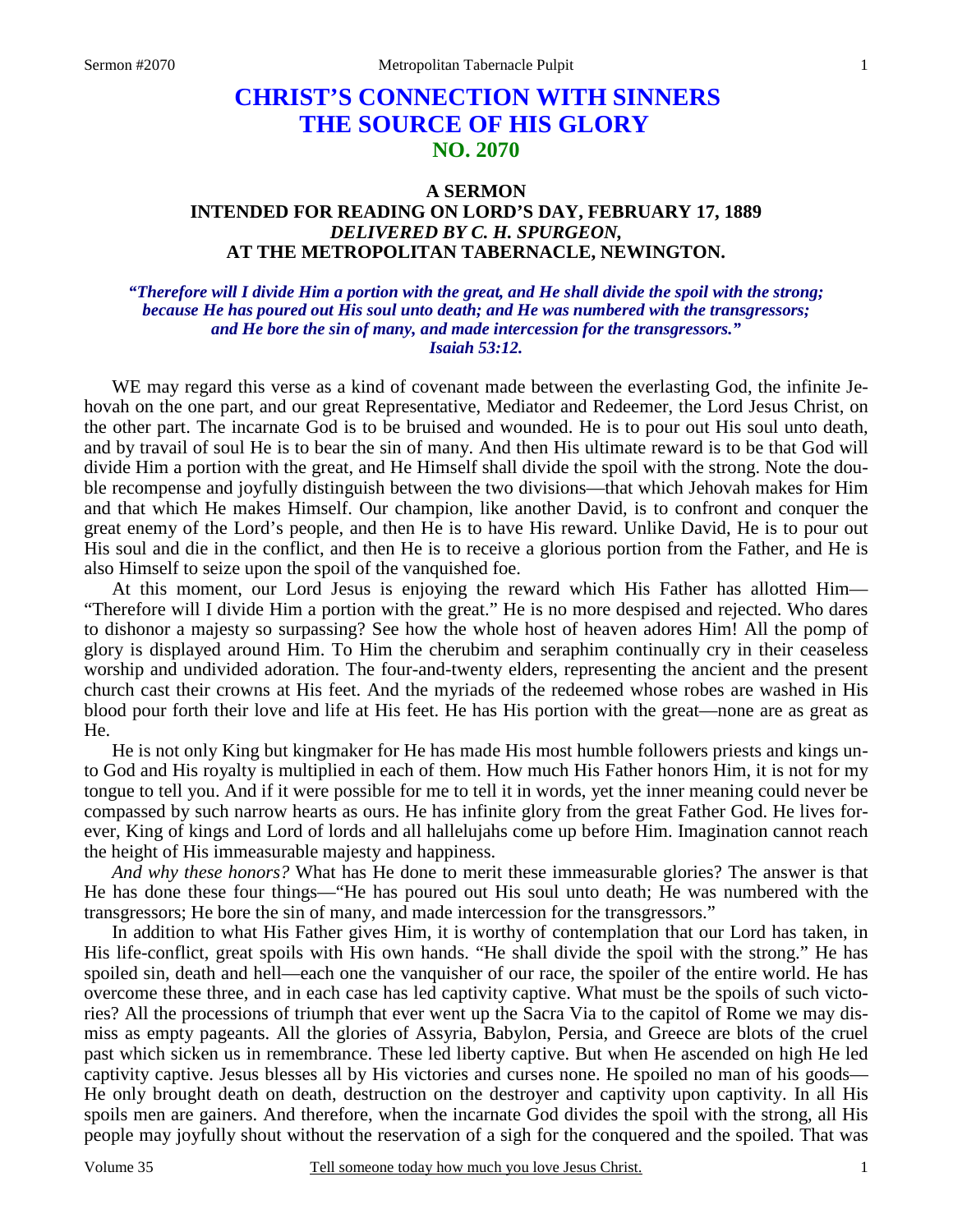# CHRIST'S CONNECTION WITH SINNERS THE SOURCE OF HIS GLORY
## NO. 2070

### A SERMON
### INTENDED FOR READING ON LORD'S DAY, FEBRUARY 17, 1889
### *DELIVERED BY C. H. SPURGEON,*
### AT THE METROPOLITAN TABERNACLE, NEWINGTON.

***"Therefore will I divide Him a portion with the great, and He shall divide the spoil with the strong; because He has poured out His soul unto death; and He was numbered with the transgressors; and He bore the sin of many, and made intercession for the transgressors." Isaiah 53:12.***

WE may regard this verse as a kind of covenant made between the everlasting God, the infinite Jehovah on the one part, and our great Representative, Mediator and Redeemer, the Lord Jesus Christ, on the other part. The incarnate God is to be bruised and wounded. He is to pour out His soul unto death, and by travail of soul He is to bear the sin of many. And then His ultimate reward is to be that God will divide Him a portion with the great, and He Himself shall divide the spoil with the strong. Note the double recompense and joyfully distinguish between the two divisions—that which Jehovah makes for Him and that which He makes Himself. Our champion, like another David, is to confront and conquer the great enemy of the Lord's people, and then He is to have His reward. Unlike David, He is to pour out His soul and die in the conflict, and then He is to receive a glorious portion from the Father, and He is also Himself to seize upon the spoil of the vanquished foe.

At this moment, our Lord Jesus is enjoying the reward which His Father has allotted Him—"Therefore will I divide Him a portion with the great." He is no more despised and rejected. Who dares to dishonor a majesty so surpassing? See how the whole host of heaven adores Him! All the pomp of glory is displayed around Him. To Him the cherubim and seraphim continually cry in their ceaseless worship and undivided adoration. The four-and-twenty elders, representing the ancient and the present church cast their crowns at His feet. And the myriads of the redeemed whose robes are washed in His blood pour forth their love and life at His feet. He has His portion with the great—none are as great as He.

He is not only King but kingmaker for He has made His most humble followers priests and kings unto God and His royalty is multiplied in each of them. How much His Father honors Him, it is not for my tongue to tell you. And if it were possible for me to tell it in words, yet the inner meaning could never be compassed by such narrow hearts as ours. He has infinite glory from the great Father God. He lives forever, King of kings and Lord of lords and all hallelujahs come up before Him. Imagination cannot reach the height of His immeasurable majesty and happiness.

*And why these honors?* What has He done to merit these immeasurable glories? The answer is that He has done these four things—"He has poured out His soul unto death; He was numbered with the transgressors; He bore the sin of many, and made intercession for the transgressors."

In addition to what His Father gives Him, it is worthy of contemplation that our Lord has taken, in His life-conflict, great spoils with His own hands. "He shall divide the spoil with the strong." He has spoiled sin, death and hell—each one the vanquisher of our race, the spoiler of the entire world. He has overcome these three, and in each case has led captivity captive. What must be the spoils of such victories? All the processions of triumph that ever went up the Sacra Via to the capitol of Rome we may dismiss as empty pageants. All the glories of Assyria, Babylon, Persia, and Greece are blots of the cruel past which sicken us in remembrance. These led liberty captive. But when He ascended on high He led captivity captive. Jesus blesses all by His victories and curses none. He spoiled no man of his goods—He only brought death on death, destruction on the destroyer and captivity upon captivity. In all His spoils men are gainers. And therefore, when the incarnate God divides the spoil with the strong, all His people may joyfully shout without the reservation of a sigh for the conquered and the spoiled. That was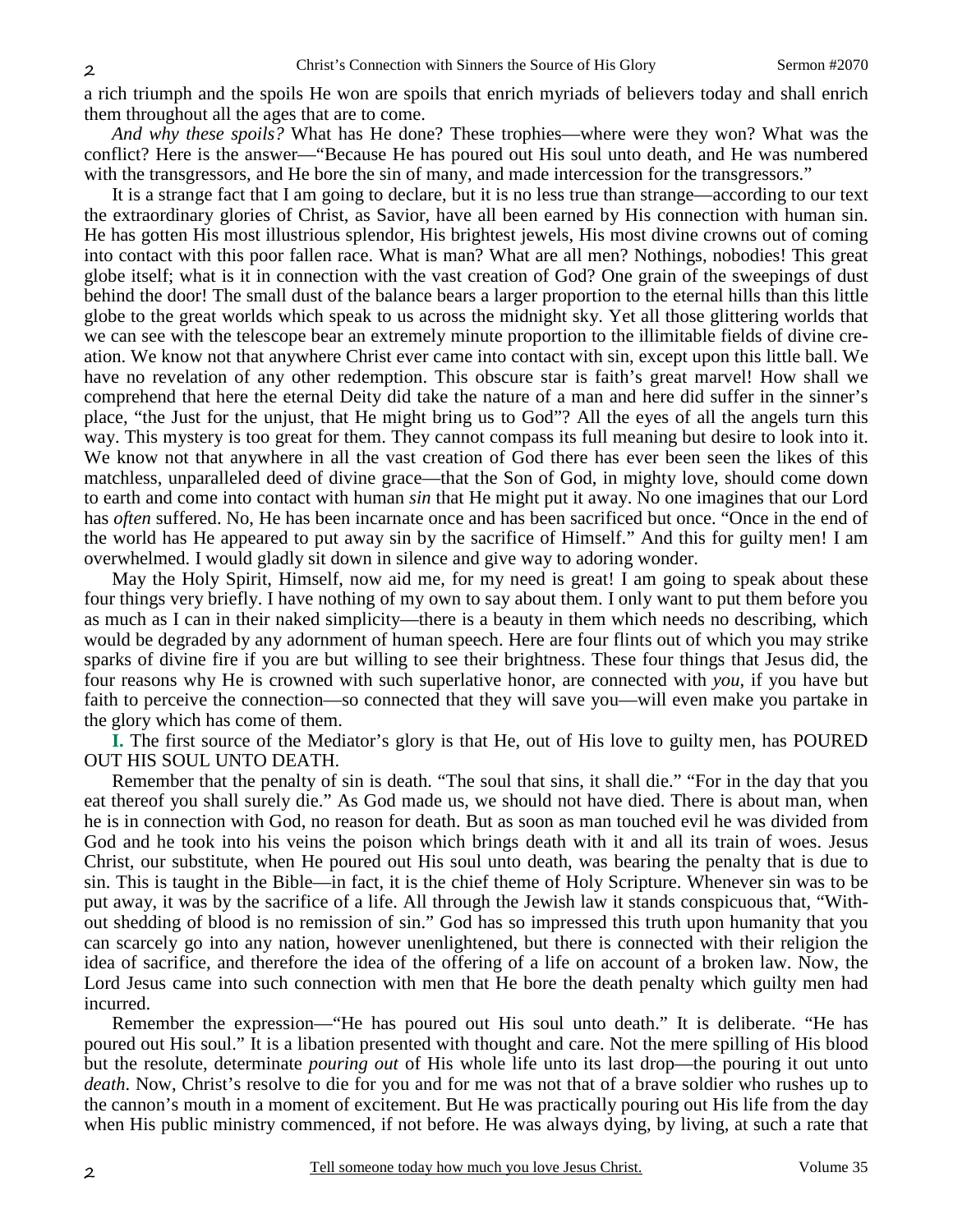a rich triumph and the spoils He won are spoils that enrich myriads of believers today and shall enrich them throughout all the ages that are to come.

*And why these spoils?* What has He done? These trophies—where were they won? What was the conflict? Here is the answer—"Because He has poured out His soul unto death, and He was numbered with the transgressors, and He bore the sin of many, and made intercession for the transgressors."

It is a strange fact that I am going to declare, but it is no less true than strange—according to our text the extraordinary glories of Christ, as Savior, have all been earned by His connection with human sin. He has gotten His most illustrious splendor, His brightest jewels, His most divine crowns out of coming into contact with this poor fallen race. What is man? What are all men? Nothings, nobodies! This great globe itself; what is it in connection with the vast creation of God? One grain of the sweepings of dust behind the door! The small dust of the balance bears a larger proportion to the eternal hills than this little globe to the great worlds which speak to us across the midnight sky. Yet all those glittering worlds that we can see with the telescope bear an extremely minute proportion to the illimitable fields of divine creation. We know not that anywhere Christ ever came into contact with sin, except upon this little ball. We have no revelation of any other redemption. This obscure star is faith's great marvel! How shall we comprehend that here the eternal Deity did take the nature of a man and here did suffer in the sinner's place, "the Just for the unjust, that He might bring us to God"? All the eyes of all the angels turn this way. This mystery is too great for them. They cannot compass its full meaning but desire to look into it. We know not that anywhere in all the vast creation of God there has ever been seen the likes of this matchless, unparalleled deed of divine grace—that the Son of God, in mighty love, should come down to earth and come into contact with human *sin* that He might put it away. No one imagines that our Lord has *often* suffered. No, He has been incarnate once and has been sacrificed but once. "Once in the end of the world has He appeared to put away sin by the sacrifice of Himself." And this for guilty men! I am overwhelmed. I would gladly sit down in silence and give way to adoring wonder.

May the Holy Spirit, Himself, now aid me, for my need is great! I am going to speak about these four things very briefly. I have nothing of my own to say about them. I only want to put them before you as much as I can in their naked simplicity—there is a beauty in them which needs no describing, which would be degraded by any adornment of human speech. Here are four flints out of which you may strike sparks of divine fire if you are but willing to see their brightness. These four things that Jesus did, the four reasons why He is crowned with such superlative honor, are connected with *you*, if you have but faith to perceive the connection—so connected that they will save you—will even make you partake in the glory which has come of them.

**I.** The first source of the Mediator's glory is that He, out of His love to guilty men, has POURED OUT HIS SOUL UNTO DEATH.

Remember that the penalty of sin is death. "The soul that sins, it shall die." "For in the day that you eat thereof you shall surely die." As God made us, we should not have died. There is about man, when he is in connection with God, no reason for death. But as soon as man touched evil he was divided from God and he took into his veins the poison which brings death with it and all its train of woes. Jesus Christ, our substitute, when He poured out His soul unto death, was bearing the penalty that is due to sin. This is taught in the Bible—in fact, it is the chief theme of Holy Scripture. Whenever sin was to be put away, it was by the sacrifice of a life. All through the Jewish law it stands conspicuous that, "Without shedding of blood is no remission of sin." God has so impressed this truth upon humanity that you can scarcely go into any nation, however unenlightened, but there is connected with their religion the idea of sacrifice, and therefore the idea of the offering of a life on account of a broken law. Now, the Lord Jesus came into such connection with men that He bore the death penalty which guilty men had incurred.

Remember the expression—"He has poured out His soul unto death." It is deliberate. "He has poured out His soul." It is a libation presented with thought and care. Not the mere spilling of His blood but the resolute, determinate *pouring out* of His whole life unto its last drop—the pouring it out unto *death*. Now, Christ's resolve to die for you and for me was not that of a brave soldier who rushes up to the cannon's mouth in a moment of excitement. But He was practically pouring out His life from the day when His public ministry commenced, if not before. He was always dying, by living, at such a rate that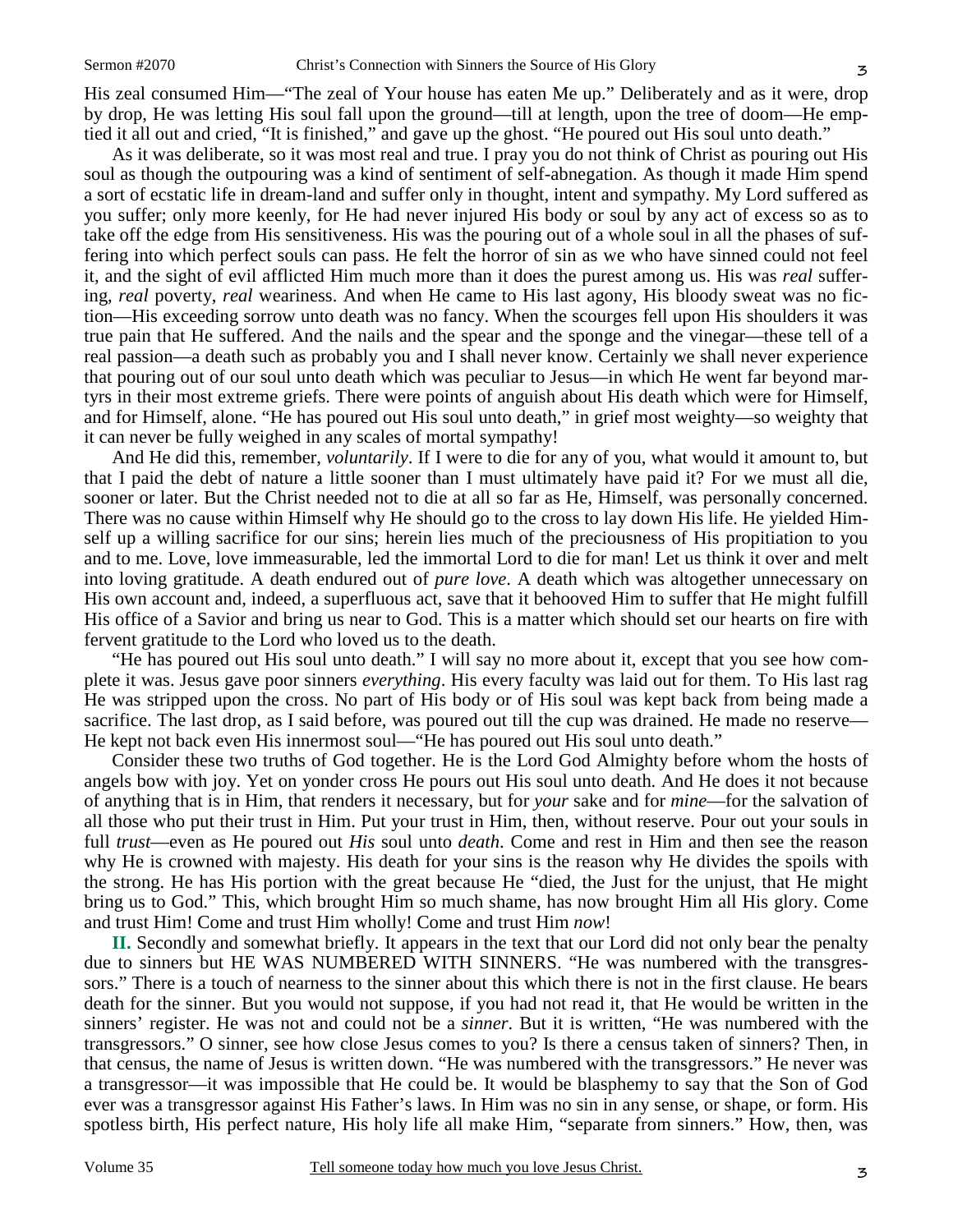His zeal consumed Him—"The zeal of Your house has eaten Me up." Deliberately and as it were, drop by drop, He was letting His soul fall upon the ground—till at length, upon the tree of doom—He emptied it all out and cried, "It is finished," and gave up the ghost. "He poured out His soul unto death."

As it was deliberate, so it was most real and true. I pray you do not think of Christ as pouring out His soul as though the outpouring was a kind of sentiment of self-abnegation. As though it made Him spend a sort of ecstatic life in dream-land and suffer only in thought, intent and sympathy. My Lord suffered as you suffer; only more keenly, for He had never injured His body or soul by any act of excess so as to take off the edge from His sensitiveness. His was the pouring out of a whole soul in all the phases of suffering into which perfect souls can pass. He felt the horror of sin as we who have sinned could not feel it, and the sight of evil afflicted Him much more than it does the purest among us. His was *real* suffering, *real* poverty, *real* weariness. And when He came to His last agony, His bloody sweat was no fiction—His exceeding sorrow unto death was no fancy. When the scourges fell upon His shoulders it was true pain that He suffered. And the nails and the spear and the sponge and the vinegar—these tell of a real passion—a death such as probably you and I shall never know. Certainly we shall never experience that pouring out of our soul unto death which was peculiar to Jesus—in which He went far beyond martyrs in their most extreme griefs. There were points of anguish about His death which were for Himself, and for Himself, alone. "He has poured out His soul unto death," in grief most weighty—so weighty that it can never be fully weighed in any scales of mortal sympathy!

And He did this, remember, *voluntarily*. If I were to die for any of you, what would it amount to, but that I paid the debt of nature a little sooner than I must ultimately have paid it? For we must all die, sooner or later. But the Christ needed not to die at all so far as He, Himself, was personally concerned. There was no cause within Himself why He should go to the cross to lay down His life. He yielded Himself up a willing sacrifice for our sins; herein lies much of the preciousness of His propitiation to you and to me. Love, love immeasurable, led the immortal Lord to die for man! Let us think it over and melt into loving gratitude. A death endured out of *pure love*. A death which was altogether unnecessary on His own account and, indeed, a superfluous act, save that it behooved Him to suffer that He might fulfill His office of a Savior and bring us near to God. This is a matter which should set our hearts on fire with fervent gratitude to the Lord who loved us to the death.

"He has poured out His soul unto death." I will say no more about it, except that you see how complete it was. Jesus gave poor sinners *everything*. His every faculty was laid out for them. To His last rag He was stripped upon the cross. No part of His body or of His soul was kept back from being made a sacrifice. The last drop, as I said before, was poured out till the cup was drained. He made no reserve—He kept not back even His innermost soul—"He has poured out His soul unto death."

Consider these two truths of God together. He is the Lord God Almighty before whom the hosts of angels bow with joy. Yet on yonder cross He pours out His soul unto death. And He does it not because of anything that is in Him, that renders it necessary, but for *your* sake and for *mine*—for the salvation of all those who put their trust in Him. Put your trust in Him, then, without reserve. Pour out your souls in full *trust*—even as He poured out *His* soul unto *death*. Come and rest in Him and then see the reason why He is crowned with majesty. His death for your sins is the reason why He divides the spoils with the strong. He has His portion with the great because He "died, the Just for the unjust, that He might bring us to God." This, which brought Him so much shame, has now brought Him all His glory. Come and trust Him! Come and trust Him wholly! Come and trust Him *now*!

**II.** Secondly and somewhat briefly. It appears in the text that our Lord did not only bear the penalty due to sinners but HE WAS NUMBERED WITH SINNERS. "He was numbered with the transgressors." There is a touch of nearness to the sinner about this which there is not in the first clause. He bears death for the sinner. But you would not suppose, if you had not read it, that He would be written in the sinners' register. He was not and could not be a *sinner*. But it is written, "He was numbered with the transgressors." O sinner, see how close Jesus comes to you? Is there a census taken of sinners? Then, in that census, the name of Jesus is written down. "He was numbered with the transgressors." He never was a transgressor—it was impossible that He could be. It would be blasphemy to say that the Son of God ever was a transgressor against His Father's laws. In Him was no sin in any sense, or shape, or form. His spotless birth, His perfect nature, His holy life all make Him, "separate from sinners." How, then, was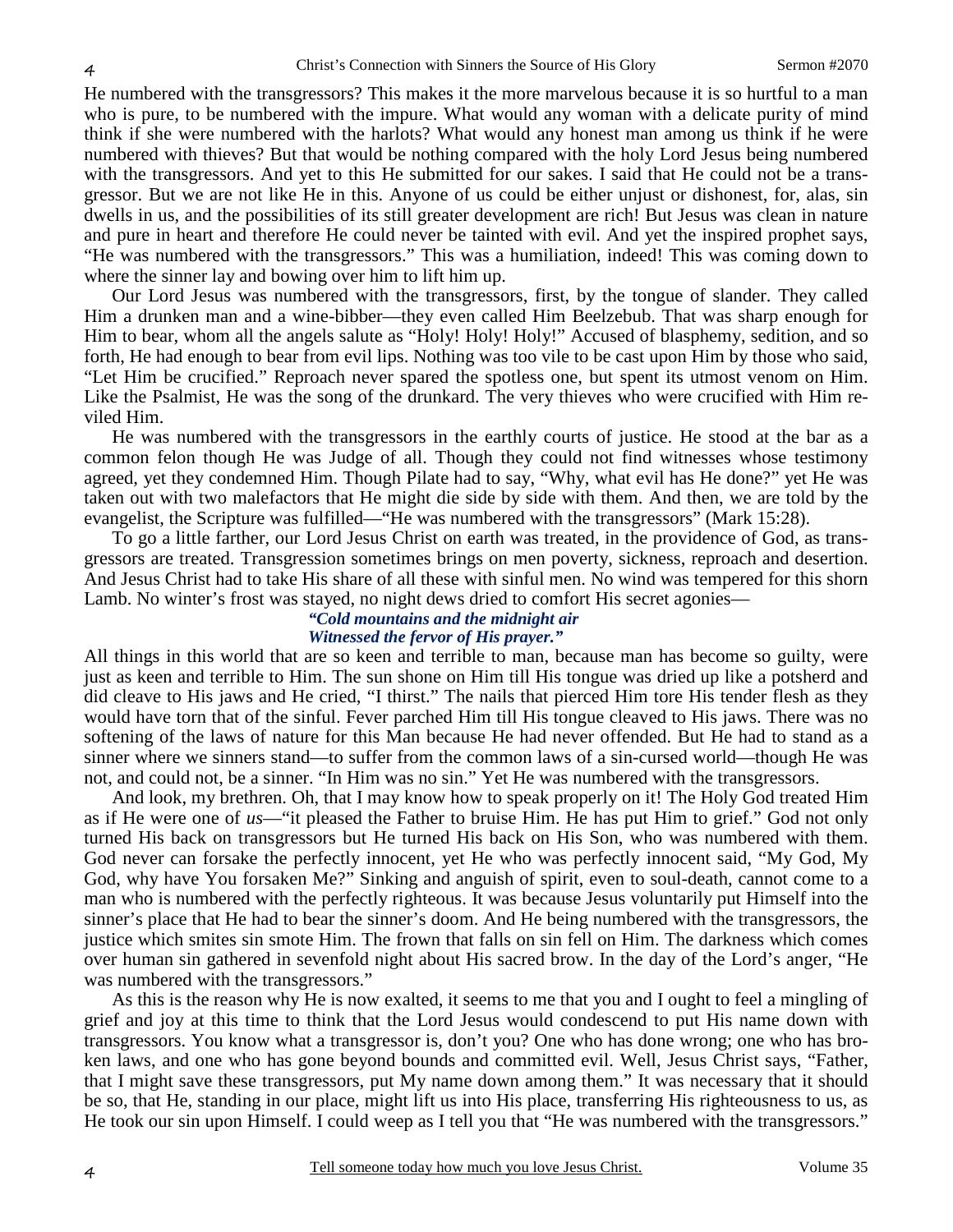He numbered with the transgressors? This makes it the more marvelous because it is so hurtful to a man who is pure, to be numbered with the impure. What would any woman with a delicate purity of mind think if she were numbered with the harlots? What would any honest man among us think if he were numbered with thieves? But that would be nothing compared with the holy Lord Jesus being numbered with the transgressors. And yet to this He submitted for our sakes. I said that He could not be a transgressor. But we are not like He in this. Anyone of us could be either unjust or dishonest, for, alas, sin dwells in us, and the possibilities of its still greater development are rich! But Jesus was clean in nature and pure in heart and therefore He could never be tainted with evil. And yet the inspired prophet says, "He was numbered with the transgressors." This was a humiliation, indeed! This was coming down to where the sinner lay and bowing over him to lift him up.

Our Lord Jesus was numbered with the transgressors, first, by the tongue of slander. They called Him a drunken man and a wine-bibber—they even called Him Beelzebub. That was sharp enough for Him to bear, whom all the angels salute as "Holy! Holy! Holy!" Accused of blasphemy, sedition, and so forth, He had enough to bear from evil lips. Nothing was too vile to be cast upon Him by those who said, "Let Him be crucified." Reproach never spared the spotless one, but spent its utmost venom on Him. Like the Psalmist, He was the song of the drunkard. The very thieves who were crucified with Him reviled Him.

He was numbered with the transgressors in the earthly courts of justice. He stood at the bar as a common felon though He was Judge of all. Though they could not find witnesses whose testimony agreed, yet they condemned Him. Though Pilate had to say, "Why, what evil has He done?" yet He was taken out with two malefactors that He might die side by side with them. And then, we are told by the evangelist, the Scripture was fulfilled—"He was numbered with the transgressors" (Mark 15:28).

To go a little farther, our Lord Jesus Christ on earth was treated, in the providence of God, as transgressors are treated. Transgression sometimes brings on men poverty, sickness, reproach and desertion. And Jesus Christ had to take His share of all these with sinful men. No wind was tempered for this shorn Lamb. No winter's frost was stayed, no night dews dried to comfort His secret agonies—

> ***"Cold mountains and the midnight air***
> ***Witnessed the fervor of His prayer."***

All things in this world that are so keen and terrible to man, because man has become so guilty, were just as keen and terrible to Him. The sun shone on Him till His tongue was dried up like a potsherd and did cleave to His jaws and He cried, "I thirst." The nails that pierced Him tore His tender flesh as they would have torn that of the sinful. Fever parched Him till His tongue cleaved to His jaws. There was no softening of the laws of nature for this Man because He had never offended. But He had to stand as a sinner where we sinners stand—to suffer from the common laws of a sin-cursed world—though He was not, and could not, be a sinner. "In Him was no sin." Yet He was numbered with the transgressors.

And look, my brethren. Oh, that I may know how to speak properly on it! The Holy God treated Him as if He were one of *us*—"it pleased the Father to bruise Him. He has put Him to grief." God not only turned His back on transgressors but He turned His back on His Son, who was numbered with them. God never can forsake the perfectly innocent, yet He who was perfectly innocent said, "My God, My God, why have You forsaken Me?" Sinking and anguish of spirit, even to soul-death, cannot come to a man who is numbered with the perfectly righteous. It was because Jesus voluntarily put Himself into the sinner's place that He had to bear the sinner's doom. And He being numbered with the transgressors, the justice which smites sin smote Him. The frown that falls on sin fell on Him. The darkness which comes over human sin gathered in sevenfold night about His sacred brow. In the day of the Lord's anger, "He was numbered with the transgressors."

As this is the reason why He is now exalted, it seems to me that you and I ought to feel a mingling of grief and joy at this time to think that the Lord Jesus would condescend to put His name down with transgressors. You know what a transgressor is, don't you? One who has done wrong; one who has broken laws, and one who has gone beyond bounds and committed evil. Well, Jesus Christ says, "Father, that I might save these transgressors, put My name down among them." It was necessary that it should be so, that He, standing in our place, might lift us into His place, transferring His righteousness to us, as He took our sin upon Himself. I could weep as I tell you that "He was numbered with the transgressors."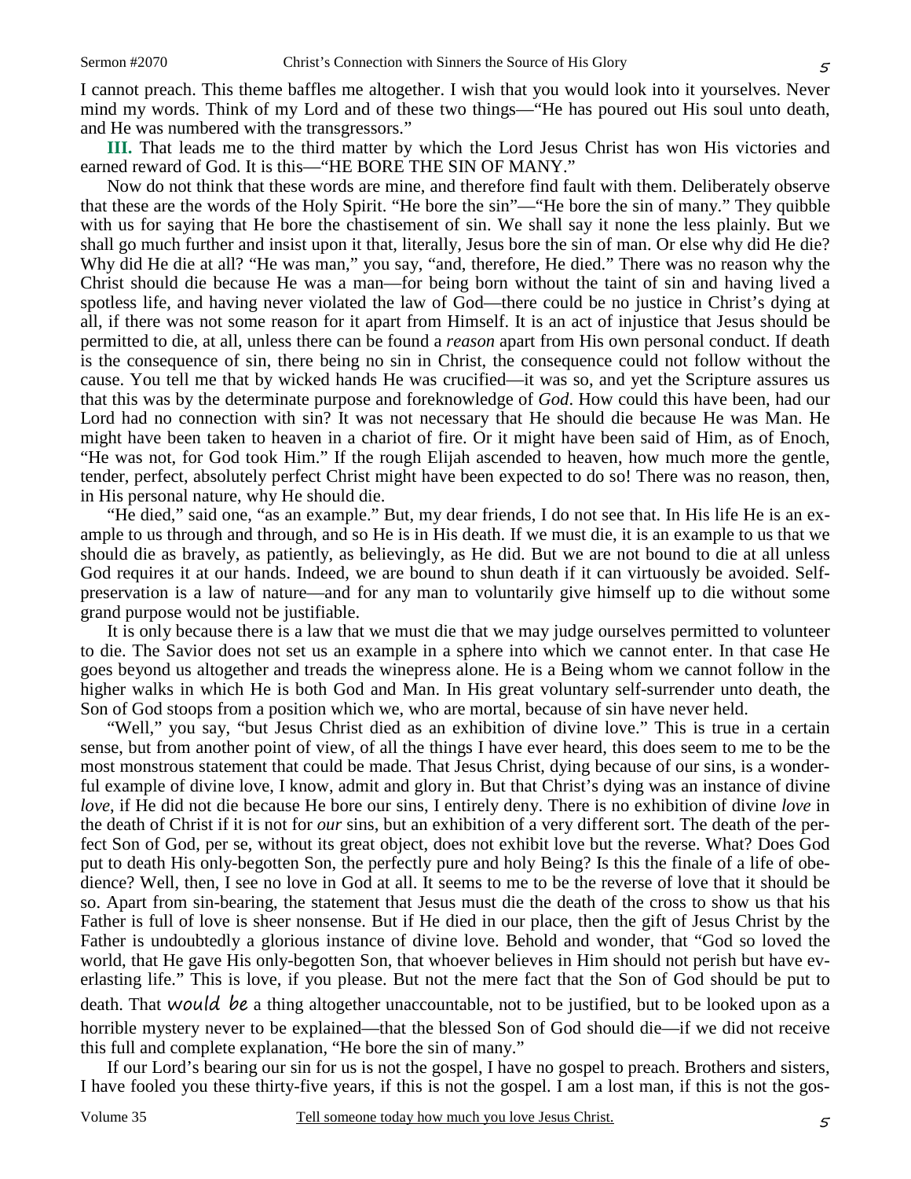I cannot preach. This theme baffles me altogether. I wish that you would look into it yourselves. Never mind my words. Think of my Lord and of these two things—"He has poured out His soul unto death, and He was numbered with the transgressors."

**III.** That leads me to the third matter by which the Lord Jesus Christ has won His victories and earned reward of God. It is this—"HE BORE THE SIN OF MANY."

Now do not think that these words are mine, and therefore find fault with them. Deliberately observe that these are the words of the Holy Spirit. "He bore the sin"—"He bore the sin of many." They quibble with us for saying that He bore the chastisement of sin. We shall say it none the less plainly. But we shall go much further and insist upon it that, literally, Jesus bore the sin of man. Or else why did He die? Why did He die at all? "He was man," you say, "and, therefore, He died." There was no reason why the Christ should die because He was a man—for being born without the taint of sin and having lived a spotless life, and having never violated the law of God—there could be no justice in Christ's dying at all, if there was not some reason for it apart from Himself. It is an act of injustice that Jesus should be permitted to die, at all, unless there can be found a *reason* apart from His own personal conduct. If death is the consequence of sin, there being no sin in Christ, the consequence could not follow without the cause. You tell me that by wicked hands He was crucified—it was so, and yet the Scripture assures us that this was by the determinate purpose and foreknowledge of *God*. How could this have been, had our Lord had no connection with sin? It was not necessary that He should die because He was Man. He might have been taken to heaven in a chariot of fire. Or it might have been said of Him, as of Enoch, "He was not, for God took Him." If the rough Elijah ascended to heaven, how much more the gentle, tender, perfect, absolutely perfect Christ might have been expected to do so! There was no reason, then, in His personal nature, why He should die.

"He died," said one, "as an example." But, my dear friends, I do not see that. In His life He is an example to us through and through, and so He is in His death. If we must die, it is an example to us that we should die as bravely, as patiently, as believingly, as He did. But we are not bound to die at all unless God requires it at our hands. Indeed, we are bound to shun death if it can virtuously be avoided. Self-preservation is a law of nature—and for any man to voluntarily give himself up to die without some grand purpose would not be justifiable.

It is only because there is a law that we must die that we may judge ourselves permitted to volunteer to die. The Savior does not set us an example in a sphere into which we cannot enter. In that case He goes beyond us altogether and treads the winepress alone. He is a Being whom we cannot follow in the higher walks in which He is both God and Man. In His great voluntary self-surrender unto death, the Son of God stoops from a position which we, who are mortal, because of sin have never held.

"Well," you say, "but Jesus Christ died as an exhibition of divine love." This is true in a certain sense, but from another point of view, of all the things I have ever heard, this does seem to me to be the most monstrous statement that could be made. That Jesus Christ, dying because of our sins, is a wonderful example of divine love, I know, admit and glory in. But that Christ's dying was an instance of divine *love*, if He did not die because He bore our sins, I entirely deny. There is no exhibition of divine *love* in the death of Christ if it is not for *our* sins, but an exhibition of a very different sort. The death of the perfect Son of God, per se, without its great object, does not exhibit love but the reverse. What? Does God put to death His only-begotten Son, the perfectly pure and holy Being? Is this the finale of a life of obedience? Well, then, I see no love in God at all. It seems to me to be the reverse of love that it should be so. Apart from sin-bearing, the statement that Jesus must die the death of the cross to show us that his Father is full of love is sheer nonsense. But if He died in our place, then the gift of Jesus Christ by the Father is undoubtedly a glorious instance of divine love. Behold and wonder, that "God so loved the world, that He gave His only-begotten Son, that whoever believes in Him should not perish but have everlasting life." This is love, if you please. But not the mere fact that the Son of God should be put to death. That *would be* a thing altogether unaccountable, not to be justified, but to be looked upon as a horrible mystery never to be explained—that the blessed Son of God should die—if we did not receive this full and complete explanation, "He bore the sin of many."

If our Lord's bearing our sin for us is not the gospel, I have no gospel to preach. Brothers and sisters, I have fooled you these thirty-five years, if this is not the gospel. I am a lost man, if this is not the gos-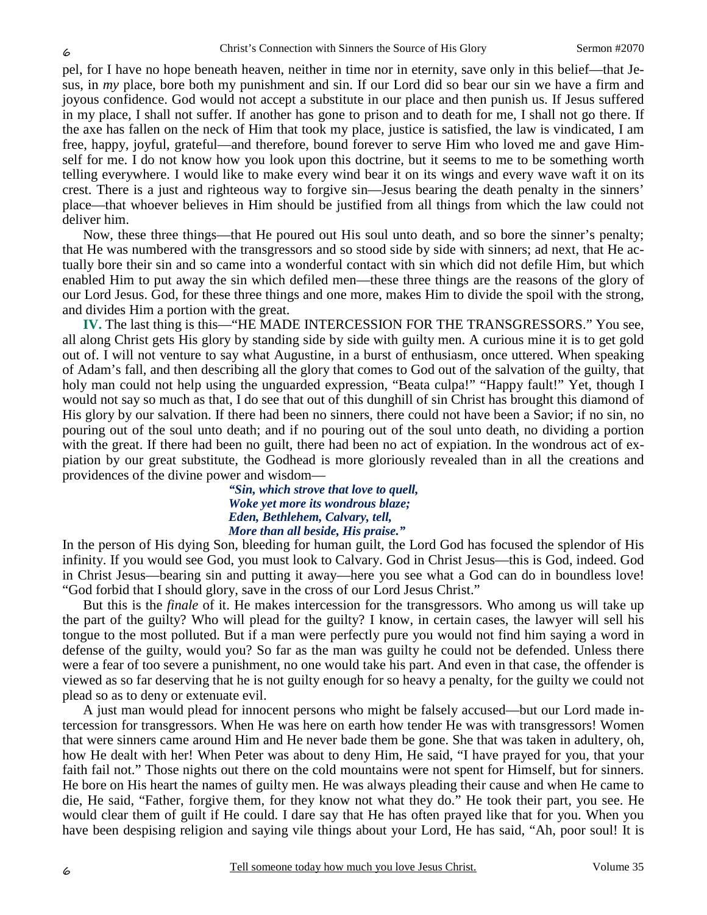pel, for I have no hope beneath heaven, neither in time nor in eternity, save only in this belief—that Jesus, in *my* place, bore both my punishment and sin. If our Lord did so bear our sin we have a firm and joyous confidence. God would not accept a substitute in our place and then punish us. If Jesus suffered in my place, I shall not suffer. If another has gone to prison and to death for me, I shall not go there. If the axe has fallen on the neck of Him that took my place, justice is satisfied, the law is vindicated, I am free, happy, joyful, grateful—and therefore, bound forever to serve Him who loved me and gave Himself for me. I do not know how you look upon this doctrine, but it seems to me to be something worth telling everywhere. I would like to make every wind bear it on its wings and every wave waft it on its crest. There is a just and righteous way to forgive sin—Jesus bearing the death penalty in the sinners' place—that whoever believes in Him should be justified from all things from which the law could not deliver him.

Now, these three things—that He poured out His soul unto death, and so bore the sinner's penalty; that He was numbered with the transgressors and so stood side by side with sinners; ad next, that He actually bore their sin and so came into a wonderful contact with sin which did not defile Him, but which enabled Him to put away the sin which defiled men—these three things are the reasons of the glory of our Lord Jesus. God, for these three things and one more, makes Him to divide the spoil with the strong, and divides Him a portion with the great.

**IV.** The last thing is this—"HE MADE INTERCESSION FOR THE TRANSGRESSORS." You see, all along Christ gets His glory by standing side by side with guilty men. A curious mine it is to get gold out of. I will not venture to say what Augustine, in a burst of enthusiasm, once uttered. When speaking of Adam's fall, and then describing all the glory that comes to God out of the salvation of the guilty, that holy man could not help using the unguarded expression, "Beata culpa!" "Happy fault!" Yet, though I would not say so much as that, I do see that out of this dunghill of sin Christ has brought this diamond of His glory by our salvation. If there had been no sinners, there could not have been a Savior; if no sin, no pouring out of the soul unto death; and if no pouring out of the soul unto death, no dividing a portion with the great. If there had been no guilt, there had been no act of expiation. In the wondrous act of expiation by our great substitute, the Godhead is more gloriously revealed than in all the creations and providences of the divine power and wisdom—

> ***"Sin, which strove that love to quell,***
> ***Woke yet more its wondrous blaze;***
> ***Eden, Bethlehem, Calvary, tell,***
> ***More than all beside, His praise."***

In the person of His dying Son, bleeding for human guilt, the Lord God has focused the splendor of His infinity. If you would see God, you must look to Calvary. God in Christ Jesus—this is God, indeed. God in Christ Jesus—bearing sin and putting it away—here you see what a God can do in boundless love! "God forbid that I should glory, save in the cross of our Lord Jesus Christ."

But this is the *finale* of it. He makes intercession for the transgressors. Who among us will take up the part of the guilty? Who will plead for the guilty? I know, in certain cases, the lawyer will sell his tongue to the most polluted. But if a man were perfectly pure you would not find him saying a word in defense of the guilty, would you? So far as the man was guilty he could not be defended. Unless there were a fear of too severe a punishment, no one would take his part. And even in that case, the offender is viewed as so far deserving that he is not guilty enough for so heavy a penalty, for the guilty we could not plead so as to deny or extenuate evil.

A just man would plead for innocent persons who might be falsely accused—but our Lord made intercession for transgressors. When He was here on earth how tender He was with transgressors! Women that were sinners came around Him and He never bade them be gone. She that was taken in adultery, oh, how He dealt with her! When Peter was about to deny Him, He said, "I have prayed for you, that your faith fail not." Those nights out there on the cold mountains were not spent for Himself, but for sinners. He bore on His heart the names of guilty men. He was always pleading their cause and when He came to die, He said, "Father, forgive them, for they know not what they do." He took their part, you see. He would clear them of guilt if He could. I dare say that He has often prayed like that for you. When you have been despising religion and saying vile things about your Lord, He has said, "Ah, poor soul! It is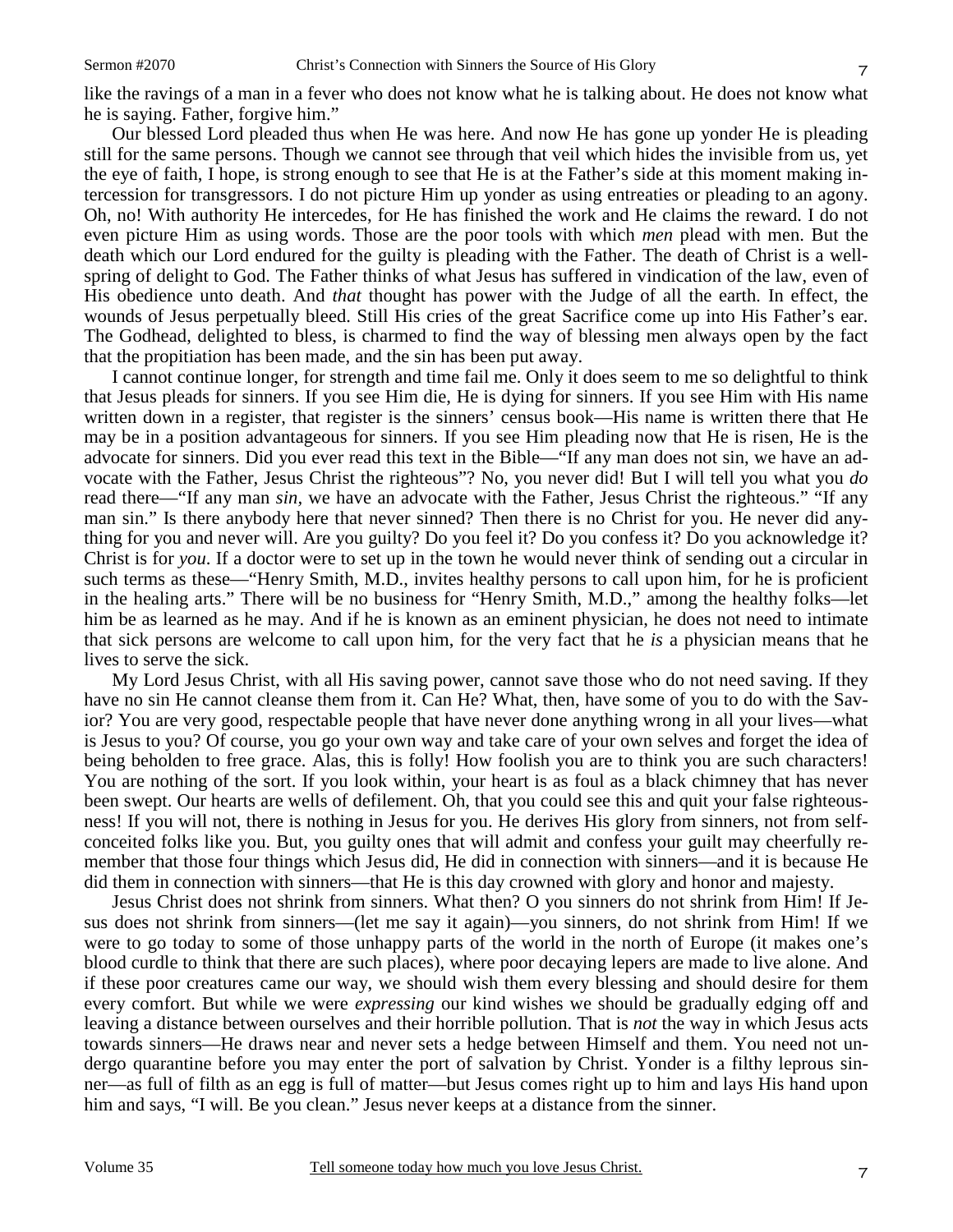like the ravings of a man in a fever who does not know what he is talking about. He does not know what he is saying. Father, forgive him."

Our blessed Lord pleaded thus when He was here. And now He has gone up yonder He is pleading still for the same persons. Though we cannot see through that veil which hides the invisible from us, yet the eye of faith, I hope, is strong enough to see that He is at the Father's side at this moment making intercession for transgressors. I do not picture Him up yonder as using entreaties or pleading to an agony. Oh, no! With authority He intercedes, for He has finished the work and He claims the reward. I do not even picture Him as using words. Those are the poor tools with which *men* plead with men. But the death which our Lord endured for the guilty is pleading with the Father. The death of Christ is a wellspring of delight to God. The Father thinks of what Jesus has suffered in vindication of the law, even of His obedience unto death. And *that* thought has power with the Judge of all the earth. In effect, the wounds of Jesus perpetually bleed. Still His cries of the great Sacrifice come up into His Father's ear. The Godhead, delighted to bless, is charmed to find the way of blessing men always open by the fact that the propitiation has been made, and the sin has been put away.

I cannot continue longer, for strength and time fail me. Only it does seem to me so delightful to think that Jesus pleads for sinners. If you see Him die, He is dying for sinners. If you see Him with His name written down in a register, that register is the sinners' census book—His name is written there that He may be in a position advantageous for sinners. If you see Him pleading now that He is risen, He is the advocate for sinners. Did you ever read this text in the Bible—"If any man does not sin, we have an advocate with the Father, Jesus Christ the righteous"? No, you never did! But I will tell you what you *do* read there—"If any man *sin*, we have an advocate with the Father, Jesus Christ the righteous." "If any man sin." Is there anybody here that never sinned? Then there is no Christ for you. He never did anything for you and never will. Are you guilty? Do you feel it? Do you confess it? Do you acknowledge it? Christ is for *you*. If a doctor were to set up in the town he would never think of sending out a circular in such terms as these—"Henry Smith, M.D., invites healthy persons to call upon him, for he is proficient in the healing arts." There will be no business for "Henry Smith, M.D.," among the healthy folks—let him be as learned as he may. And if he is known as an eminent physician, he does not need to intimate that sick persons are welcome to call upon him, for the very fact that he *is* a physician means that he lives to serve the sick.

My Lord Jesus Christ, with all His saving power, cannot save those who do not need saving. If they have no sin He cannot cleanse them from it. Can He? What, then, have some of you to do with the Savior? You are very good, respectable people that have never done anything wrong in all your lives—what is Jesus to you? Of course, you go your own way and take care of your own selves and forget the idea of being beholden to free grace. Alas, this is folly! How foolish you are to think you are such characters! You are nothing of the sort. If you look within, your heart is as foul as a black chimney that has never been swept. Our hearts are wells of defilement. Oh, that you could see this and quit your false righteousness! If you will not, there is nothing in Jesus for you. He derives His glory from sinners, not from self-conceited folks like you. But, you guilty ones that will admit and confess your guilt may cheerfully remember that those four things which Jesus did, He did in connection with sinners—and it is because He did them in connection with sinners—that He is this day crowned with glory and honor and majesty.

Jesus Christ does not shrink from sinners. What then? O you sinners do not shrink from Him! If Jesus does not shrink from sinners—(let me say it again)—you sinners, do not shrink from Him! If we were to go today to some of those unhappy parts of the world in the north of Europe (it makes one's blood curdle to think that there are such places), where poor decaying lepers are made to live alone. And if these poor creatures came our way, we should wish them every blessing and should desire for them every comfort. But while we were *expressing* our kind wishes we should be gradually edging off and leaving a distance between ourselves and their horrible pollution. That is *not* the way in which Jesus acts towards sinners—He draws near and never sets a hedge between Himself and them. You need not undergo quarantine before you may enter the port of salvation by Christ. Yonder is a filthy leprous sinner—as full of filth as an egg is full of matter—but Jesus comes right up to him and lays His hand upon him and says, "I will. Be you clean." Jesus never keeps at a distance from the sinner.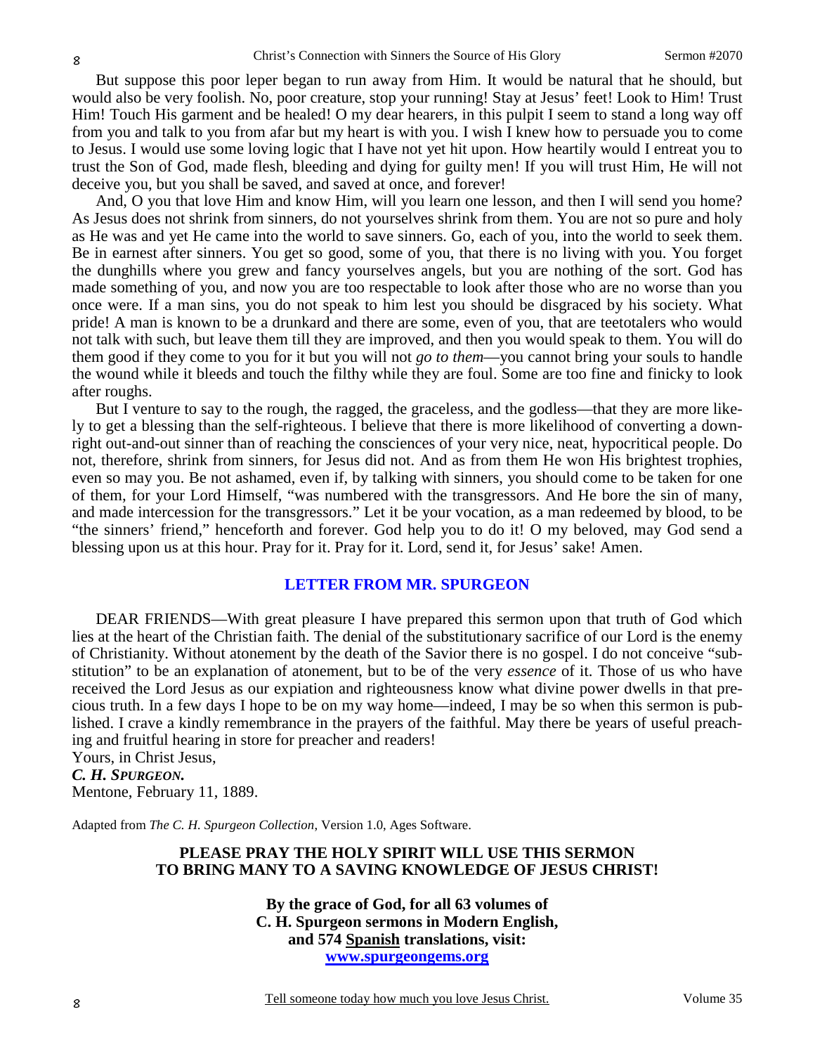But suppose this poor leper began to run away from Him. It would be natural that he should, but would also be very foolish. No, poor creature, stop your running! Stay at Jesus' feet! Look to Him! Trust Him! Touch His garment and be healed! O my dear hearers, in this pulpit I seem to stand a long way off from you and talk to you from afar but my heart is with you. I wish I knew how to persuade you to come to Jesus. I would use some loving logic that I have not yet hit upon. How heartily would I entreat you to trust the Son of God, made flesh, bleeding and dying for guilty men! If you will trust Him, He will not deceive you, but you shall be saved, and saved at once, and forever!

And, O you that love Him and know Him, will you learn one lesson, and then I will send you home? As Jesus does not shrink from sinners, do not yourselves shrink from them. You are not so pure and holy as He was and yet He came into the world to save sinners. Go, each of you, into the world to seek them. Be in earnest after sinners. You get so good, some of you, that there is no living with you. You forget the dunghills where you grew and fancy yourselves angels, but you are nothing of the sort. God has made something of you, and now you are too respectable to look after those who are no worse than you once were. If a man sins, you do not speak to him lest you should be disgraced by his society. What pride! A man is known to be a drunkard and there are some, even of you, that are teetotalers who would not talk with such, but leave them till they are improved, and then you would speak to them. You will do them good if they come to you for it but you will not *go to them*—you cannot bring your souls to handle the wound while it bleeds and touch the filthy while they are foul. Some are too fine and finicky to look after roughs.

But I venture to say to the rough, the ragged, the graceless, and the godless—that they are more likely to get a blessing than the self-righteous. I believe that there is more likelihood of converting a downright out-and-out sinner than of reaching the consciences of your very nice, neat, hypocritical people. Do not, therefore, shrink from sinners, for Jesus did not. And as from them He won His brightest trophies, even so may you. Be not ashamed, even if, by talking with sinners, you should come to be taken for one of them, for your Lord Himself, "was numbered with the transgressors. And He bore the sin of many, and made intercession for the transgressors." Let it be your vocation, as a man redeemed by blood, to be "the sinners' friend," henceforth and forever. God help you to do it! O my beloved, may God send a blessing upon us at this hour. Pray for it. Pray for it. Lord, send it, for Jesus' sake! Amen.

## LETTER FROM MR. SPURGEON

DEAR FRIENDS—With great pleasure I have prepared this sermon upon that truth of God which lies at the heart of the Christian faith. The denial of the substitutionary sacrifice of our Lord is the enemy of Christianity. Without atonement by the death of the Savior there is no gospel. I do not conceive "substitution" to be an explanation of atonement, but to be of the very *essence* of it. Those of us who have received the Lord Jesus as our expiation and righteousness know what divine power dwells in that precious truth. In a few days I hope to be on my way home—indeed, I may be so when this sermon is published. I crave a kindly remembrance in the prayers of the faithful. May there be years of useful preaching and fruitful hearing in store for preacher and readers!

Yours, in Christ Jesus,
***C. H. Spurgeon.***
Mentone, February 11, 1889.

Adapted from *The C. H. Spurgeon Collection*, Version 1.0, Ages Software.

**PLEASE PRAY THE HOLY SPIRIT WILL USE THIS SERMON TO BRING MANY TO A SAVING KNOWLEDGE OF JESUS CHRIST!**

**By the grace of God, for all 63 volumes of C. H. Spurgeon sermons in Modern English, and 574 Spanish translations, visit: www.spurgeongems.org**

Tell someone today how much you love Jesus Christ.